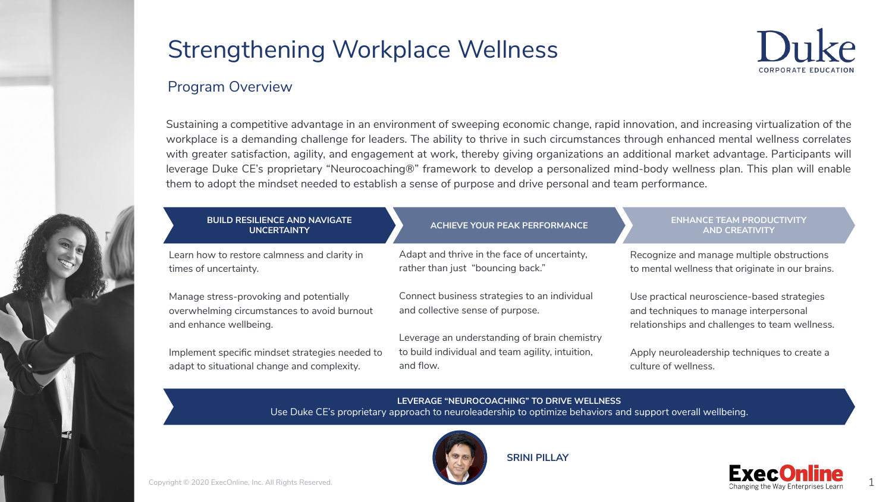# Strengthening Workplace Wellness

Duke CORPORATE EDUCATION

## Program Overview

Sustaining a competitive advantage in an environment of sweeping economic change, rapid innovation, and increasing virtualization of the workplace is a demanding challenge for leaders. The ability to thrive in such circumstances through enhanced mental wellness correlates with greater satisfaction, agility, and engagement at work, thereby giving organizations an additional market advantage. Participants will leverage Duke CE's proprietary "Neurocoaching®" framework to develop a personalized mind-body wellness plan. This plan will enable them to adopt the mindset needed to establish a sense of purpose and drive personal and team performance.

### BUILD RESILIENCE AND NAVIGATE UNCERTAINTY

- Learn how to restore calmness and clarity in times of uncertainty.
- Manage stress-provoking and potentially overwhelming circumstances to avoid burnout and enhance wellbeing.
- Implement specific mindset strategies needed to adapt to situational change and complexity.

### ACHIEVE YOUR PEAK PERFORMANCE

- Adapt and thrive in the face of uncertainty, rather than just "bouncing back."
- Connect business strategies to an individual and collective sense of purpose.
- Leverage an understanding of brain chemistry to build individual and team agility, intuition, and flow.

### ENHANCE TEAM PRODUCTIVITY AND CREATIVITY

- Recognize and manage multiple obstructions to mental wellness that originate in our brains.
- Use practical neuroscience-based strategies and techniques to manage interpersonal relationships and challenges to team wellness.
- Apply neuroleadership techniques to create a culture of wellness.

### LEVERAGE "NEUROCOACHING" TO DRIVE WELLNESS

Use Duke CE's proprietary approach to neuroleadership to optimize behaviors and support overall wellbeing.

**SRINI PILLAY**

Copyright © 2020 ExecOnline, Inc. All Rights Reserved.

ExecOnline — Changing the Way Enterprises Learn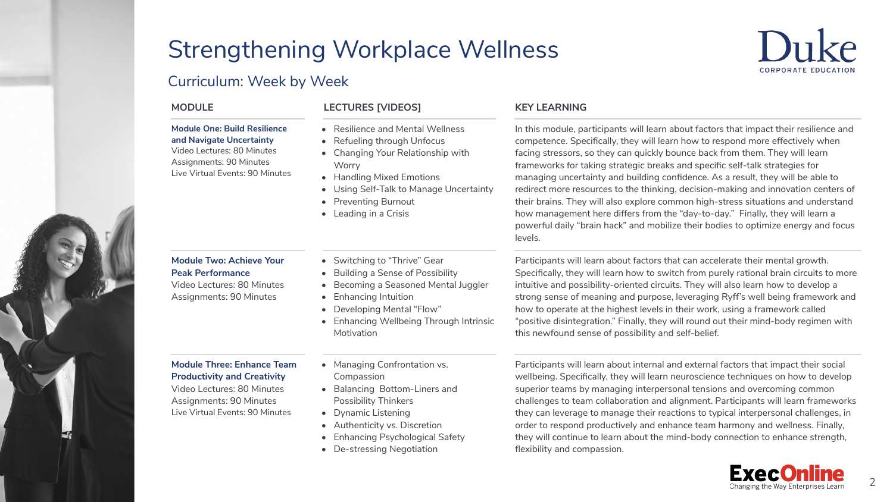# Strengthening Workplace Wellness

## Curriculum: Week by Week

| MODULE | LECTURES [VIDEOS] | KEY LEARNING |
| --- | --- | --- |
| **Module One: Build Resilience and Navigate Uncertainty**<br>Video Lectures: 80 Minutes<br>Assignments: 90 Minutes<br>Live Virtual Events: 90 Minutes | • Resilience and Mental Wellness<br>• Refueling through Unfocus<br>• Changing Your Relationship with Worry<br>• Handling Mixed Emotions<br>• Using Self-Talk to Manage Uncertainty<br>• Preventing Burnout<br>• Leading in a Crisis | In this module, participants will learn about factors that impact their resilience and competence. Specifically, they will learn how to respond more effectively when facing stressors, so they can quickly bounce back from them. They will learn frameworks for taking strategic breaks and specific self-talk strategies for managing uncertainty and building confidence. As a result, they will be able to redirect more resources to the thinking, decision-making and innovation centers of their brains. They will also explore common high-stress situations and understand how management here differs from the "day-to-day." Finally, they will learn a powerful daily "brain hack" and mobilize their bodies to optimize energy and focus levels. |
| **Module Two: Achieve Your Peak Performance**<br>Video Lectures: 80 Minutes<br>Assignments: 90 Minutes | • Switching to "Thrive" Gear<br>• Building a Sense of Possibility<br>• Becoming a Seasoned Mental Juggler<br>• Enhancing Intuition<br>• Developing Mental "Flow"<br>• Enhancing Wellbeing Through Intrinsic Motivation | Participants will learn about factors that can accelerate their mental growth. Specifically, they will learn how to switch from purely rational brain circuits to more intuitive and possibility-oriented circuits. They will also learn how to develop a strong sense of meaning and purpose, leveraging Ryff's well being framework and how to operate at the highest levels in their work, using a framework called "positive disintegration." Finally, they will round out their mind-body regimen with this newfound sense of possibility and self-belief. |
| **Module Three: Enhance Team Productivity and Creativity**<br>Video Lectures: 80 Minutes<br>Assignments: 90 Minutes<br>Live Virtual Events: 90 Minutes | • Managing Confrontation vs. Compassion<br>• Balancing Bottom-Liners and Possibility Thinkers<br>• Dynamic Listening<br>• Authenticity vs. Discretion<br>• Enhancing Psychological Safety<br>• De-stressing Negotiation | Participants will learn about internal and external factors that impact their social wellbeing. Specifically, they will learn neuroscience techniques on how to develop superior teams by managing interpersonal tensions and overcoming common challenges to team collaboration and alignment. Participants will learn frameworks they can leverage to manage their reactions to typical interpersonal challenges, in order to respond productively and enhance team harmony and wellness. Finally, they will continue to learn about the mind-body connection to enhance strength, flexibility and compassion. |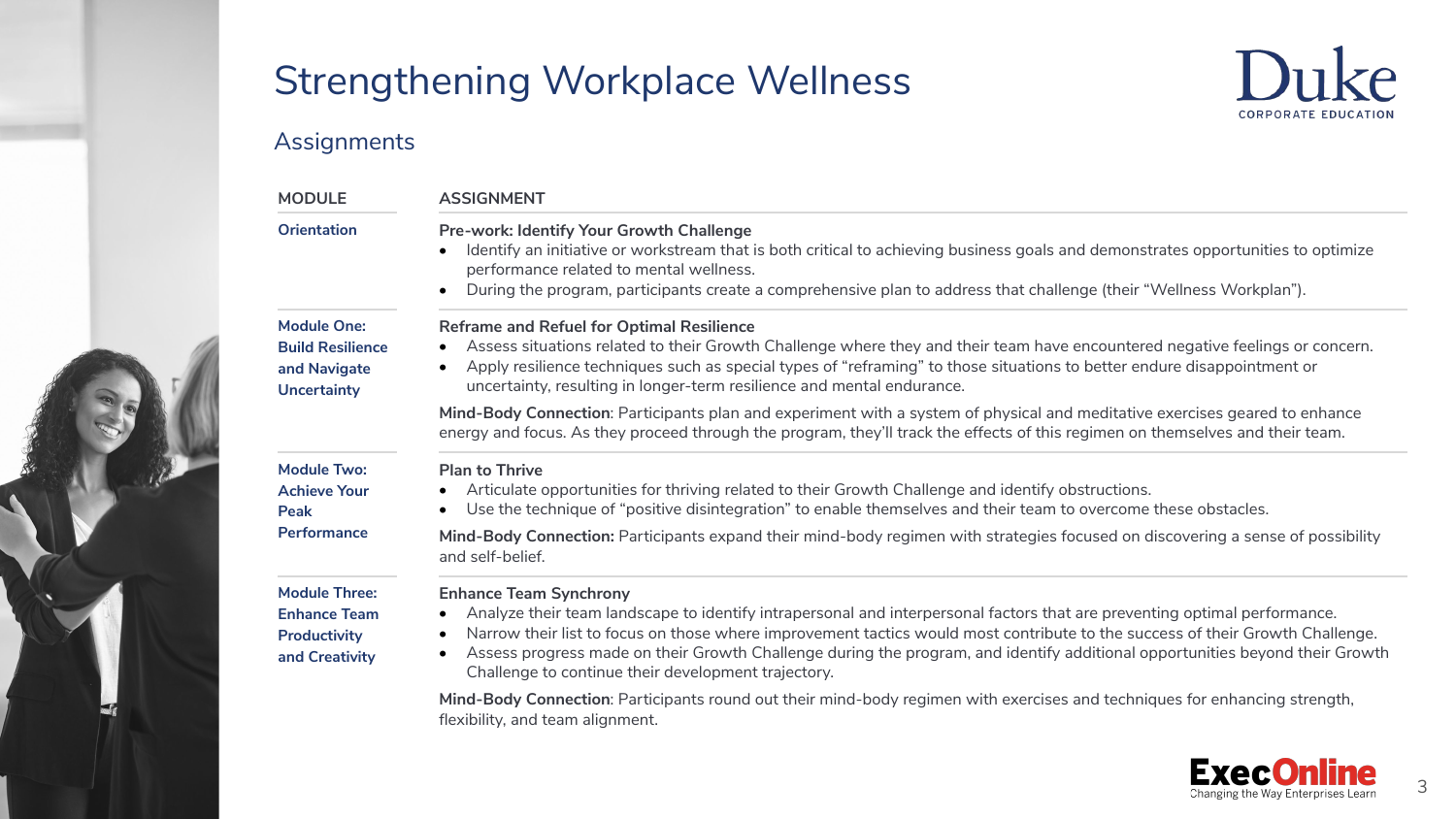# Strengthening Workplace Wellness

## Assignments

| MODULE | ASSIGNMENT |
|---|---|
| **Orientation** | **Pre-work: Identify Your Growth Challenge**<br>• Identify an initiative or workstream that is both critical to achieving business goals and demonstrates opportunities to optimize performance related to mental wellness.<br>• During the program, participants create a comprehensive plan to address that challenge (their "Wellness Workplan"). |
| **Module One: Build Resilience and Navigate Uncertainty** | **Reframe and Refuel for Optimal Resilience**<br>• Assess situations related to their Growth Challenge where they and their team have encountered negative feelings or concern.<br>• Apply resilience techniques such as special types of "reframing" to those situations to better endure disappointment or uncertainty, resulting in longer-term resilience and mental endurance.<br><br>**Mind-Body Connection**: Participants plan and experiment with a system of physical and meditative exercises geared to enhance energy and focus. As they proceed through the program, they'll track the effects of this regimen on themselves and their team. |
| **Module Two: Achieve Your Peak Performance** | **Plan to Thrive**<br>• Articulate opportunities for thriving related to their Growth Challenge and identify obstructions.<br>• Use the technique of "positive disintegration" to enable themselves and their team to overcome these obstacles.<br><br>**Mind-Body Connection:** Participants expand their mind-body regimen with strategies focused on discovering a sense of possibility and self-belief. |
| **Module Three: Enhance Team Productivity and Creativity** | **Enhance Team Synchrony**<br>• Analyze their team landscape to identify intrapersonal and interpersonal factors that are preventing optimal performance.<br>• Narrow their list to focus on those where improvement tactics would most contribute to the success of their Growth Challenge.<br>• Assess progress made on their Growth Challenge during the program, and identify additional opportunities beyond their Growth Challenge to continue their development trajectory.<br><br>**Mind-Body Connection**: Participants round out their mind-body regimen with exercises and techniques for enhancing strength, flexibility, and team alignment. |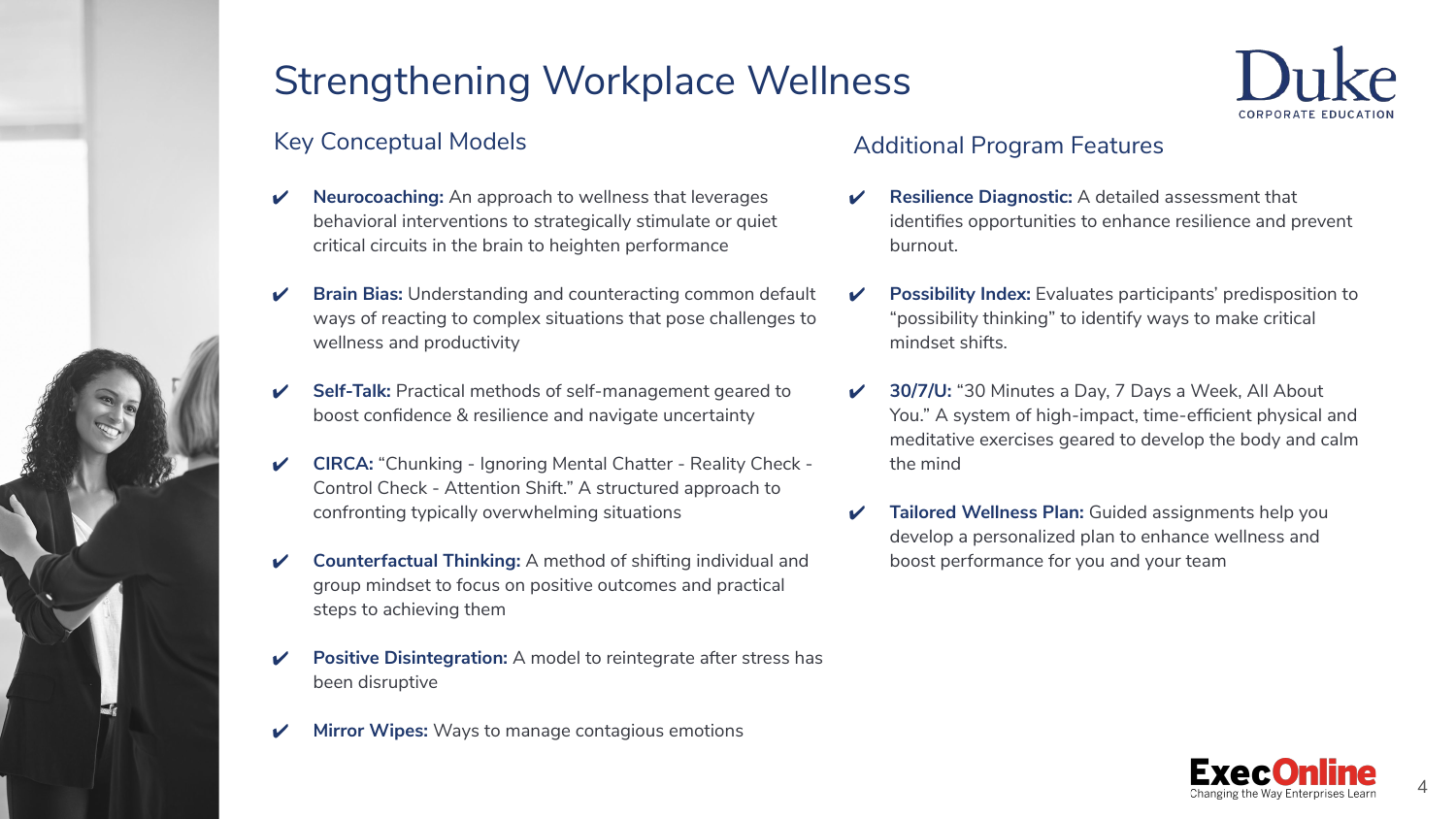# Strengthening Workplace Wellness

Duke CORPORATE EDUCATION

## Key Conceptual Models

- ✔ **Neurocoaching:** An approach to wellness that leverages behavioral interventions to strategically stimulate or quiet critical circuits in the brain to heighten performance
- ✔ **Brain Bias:** Understanding and counteracting common default ways of reacting to complex situations that pose challenges to wellness and productivity
- ✔ **Self-Talk:** Practical methods of self-management geared to boost confidence & resilience and navigate uncertainty
- ✔ **CIRCA:** "Chunking - Ignoring Mental Chatter - Reality Check - Control Check - Attention Shift." A structured approach to confronting typically overwhelming situations
- ✔ **Counterfactual Thinking:** A method of shifting individual and group mindset to focus on positive outcomes and practical steps to achieving them
- ✔ **Positive Disintegration:** A model to reintegrate after stress has been disruptive
- ✔ **Mirror Wipes:** Ways to manage contagious emotions

## Additional Program Features

- ✔ **Resilience Diagnostic:** A detailed assessment that identifies opportunities to enhance resilience and prevent burnout.
- ✔ **Possibility Index:** Evaluates participants' predisposition to "possibility thinking" to identify ways to make critical mindset shifts.
- ✔ **30/7/U:** "30 Minutes a Day, 7 Days a Week, All About You." A system of high-impact, time-efficient physical and meditative exercises geared to develop the body and calm the mind
- ✔ **Tailored Wellness Plan:** Guided assignments help you develop a personalized plan to enhance wellness and boost performance for you and your team

ExecOnline
Changing the Way Enterprises Learn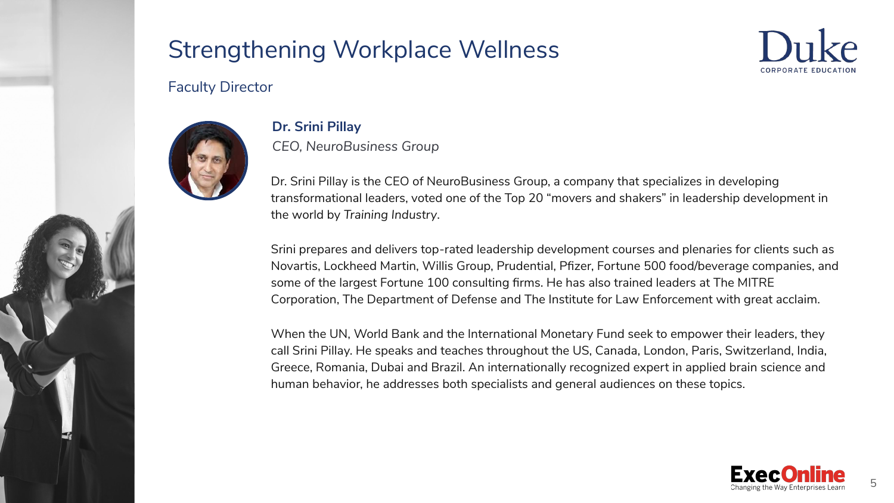# Strengthening Workplace Wellness

## Faculty Director

**Dr. Srini Pillay**

*CEO, NeuroBusiness Group*

Dr. Srini Pillay is the CEO of NeuroBusiness Group, a company that specializes in developing transformational leaders, voted one of the Top 20 "movers and shakers" in leadership development in the world by *Training Industry*.

Srini prepares and delivers top-rated leadership development courses and plenaries for clients such as Novartis, Lockheed Martin, Willis Group, Prudential, Pfizer, Fortune 500 food/beverage companies, and some of the largest Fortune 100 consulting firms. He has also trained leaders at The MITRE Corporation, The Department of Defense and The Institute for Law Enforcement with great acclaim.

When the UN, World Bank and the International Monetary Fund seek to empower their leaders, they call Srini Pillay. He speaks and teaches throughout the US, Canada, London, Paris, Switzerland, India, Greece, Romania, Dubai and Brazil. An internationally recognized expert in applied brain science and human behavior, he addresses both specialists and general audiences on these topics.